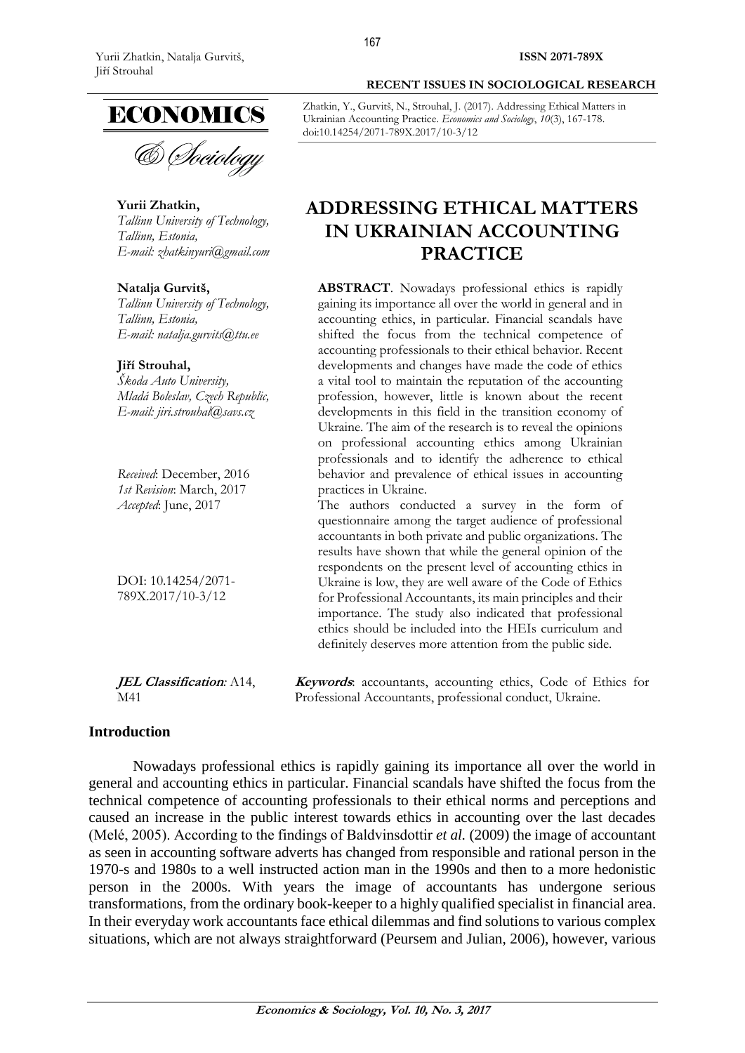Zhatkin, Y., Gurvitš, N., Strouhal, J. (2017). Addressing Ethical Matters in Ukrainian Accounting Practice. *Economics and Sociology*, *10*(3), 167-178. doi:10.14254/2071-789X.2017/10-3/12

**Yurii Zhatkin,**
*Tallinn University of Technology, Tallinn, Estonia,*
*E-mail: zhatkinyuri@gmail.com*

**Natalja Gurvitš,**
*Tallinn University of Technology, Tallinn, Estonia,*
*E-mail: natalja.gurvits@ttu.ee*

**Jiří Strouhal,**
*Škoda Auto University, Mladá Boleslav, Czech Republic,*
*E-mail: jiri.strouhal@savs.cz*

*Received*: December, 2016
*1st Revision*: March, 2017
*Accepted*: June, 2017

DOI: 10.14254/2071-789X.2017/10-3/12

# ADDRESSING ETHICAL MATTERS IN UKRAINIAN ACCOUNTING PRACTICE

**ABSTRACT**. Nowadays professional ethics is rapidly gaining its importance all over the world in general and in accounting ethics, in particular. Financial scandals have shifted the focus from the technical competence of accounting professionals to their ethical behavior. Recent developments and changes have made the code of ethics a vital tool to maintain the reputation of the accounting profession, however, little is known about the recent developments in this field in the transition economy of Ukraine. The aim of the research is to reveal the opinions on professional accounting ethics among Ukrainian professionals and to identify the adherence to ethical behavior and prevalence of ethical issues in accounting practices in Ukraine.

The authors conducted a survey in the form of questionnaire among the target audience of professional accountants in both private and public organizations. The results have shown that while the general opinion of the respondents on the present level of accounting ethics in Ukraine is low, they are well aware of the Code of Ethics for Professional Accountants, its main principles and their importance. The study also indicated that professional ethics should be included into the HEIs curriculum and definitely deserves more attention from the public side.

***JEL Classification**:* A14, M41

***Keywords***: accountants, accounting ethics, Code of Ethics for Professional Accountants, professional conduct, Ukraine.

## Introduction

Nowadays professional ethics is rapidly gaining its importance all over the world in general and accounting ethics in particular. Financial scandals have shifted the focus from the technical competence of accounting professionals to their ethical norms and perceptions and caused an increase in the public interest towards ethics in accounting over the last decades (Melé, 2005). According to the findings of Baldvinsdottir *et al.* (2009) the image of accountant as seen in accounting software adverts has changed from responsible and rational person in the 1970-s and 1980s to a well instructed action man in the 1990s and then to a more hedonistic person in the 2000s. With years the image of accountants has undergone serious transformations, from the ordinary book-keeper to a highly qualified specialist in financial area. In their everyday work accountants face ethical dilemmas and find solutions to various complex situations, which are not always straightforward (Peursem and Julian, 2006), however, various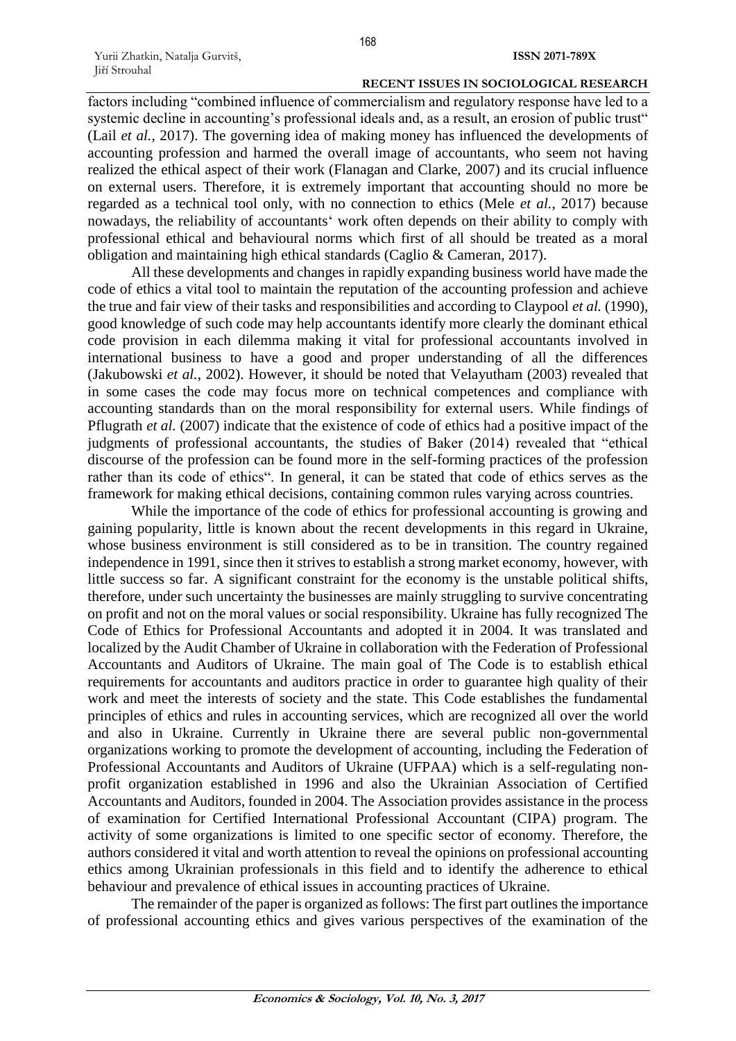factors including "combined influence of commercialism and regulatory response have led to a systemic decline in accounting's professional ideals and, as a result, an erosion of public trust" (Lail *et al.*, 2017). The governing idea of making money has influenced the developments of accounting profession and harmed the overall image of accountants, who seem not having realized the ethical aspect of their work (Flanagan and Clarke, 2007) and its crucial influence on external users. Therefore, it is extremely important that accounting should no more be regarded as a technical tool only, with no connection to ethics (Mele *et al.*, 2017) because nowadays, the reliability of accountants' work often depends on their ability to comply with professional ethical and behavioural norms which first of all should be treated as a moral obligation and maintaining high ethical standards (Caglio & Cameran, 2017).

All these developments and changes in rapidly expanding business world have made the code of ethics a vital tool to maintain the reputation of the accounting profession and achieve the true and fair view of their tasks and responsibilities and according to Claypool *et al.* (1990), good knowledge of such code may help accountants identify more clearly the dominant ethical code provision in each dilemma making it vital for professional accountants involved in international business to have a good and proper understanding of all the differences (Jakubowski *et al.*, 2002). However, it should be noted that Velayutham (2003) revealed that in some cases the code may focus more on technical competences and compliance with accounting standards than on the moral responsibility for external users. While findings of Pflugrath *et al.* (2007) indicate that the existence of code of ethics had a positive impact of the judgments of professional accountants, the studies of Baker (2014) revealed that "ethical discourse of the profession can be found more in the self-forming practices of the profession rather than its code of ethics". In general, it can be stated that code of ethics serves as the framework for making ethical decisions, containing common rules varying across countries.

While the importance of the code of ethics for professional accounting is growing and gaining popularity, little is known about the recent developments in this regard in Ukraine, whose business environment is still considered as to be in transition. The country regained independence in 1991, since then it strives to establish a strong market economy, however, with little success so far. A significant constraint for the economy is the unstable political shifts, therefore, under such uncertainty the businesses are mainly struggling to survive concentrating on profit and not on the moral values or social responsibility. Ukraine has fully recognized The Code of Ethics for Professional Accountants and adopted it in 2004. It was translated and localized by the Audit Chamber of Ukraine in collaboration with the Federation of Professional Accountants and Auditors of Ukraine. The main goal of The Code is to establish ethical requirements for accountants and auditors practice in order to guarantee high quality of their work and meet the interests of society and the state. This Code establishes the fundamental principles of ethics and rules in accounting services, which are recognized all over the world and also in Ukraine. Currently in Ukraine there are several public non-governmental organizations working to promote the development of accounting, including the Federation of Professional Accountants and Auditors of Ukraine (UFPAA) which is a self-regulating non-profit organization established in 1996 and also the Ukrainian Association of Certified Accountants and Auditors, founded in 2004. The Association provides assistance in the process of examination for Certified International Professional Accountant (CIPA) program. The activity of some organizations is limited to one specific sector of economy. Therefore, the authors considered it vital and worth attention to reveal the opinions on professional accounting ethics among Ukrainian professionals in this field and to identify the adherence to ethical behaviour and prevalence of ethical issues in accounting practices of Ukraine.

The remainder of the paper is organized as follows: The first part outlines the importance of professional accounting ethics and gives various perspectives of the examination of the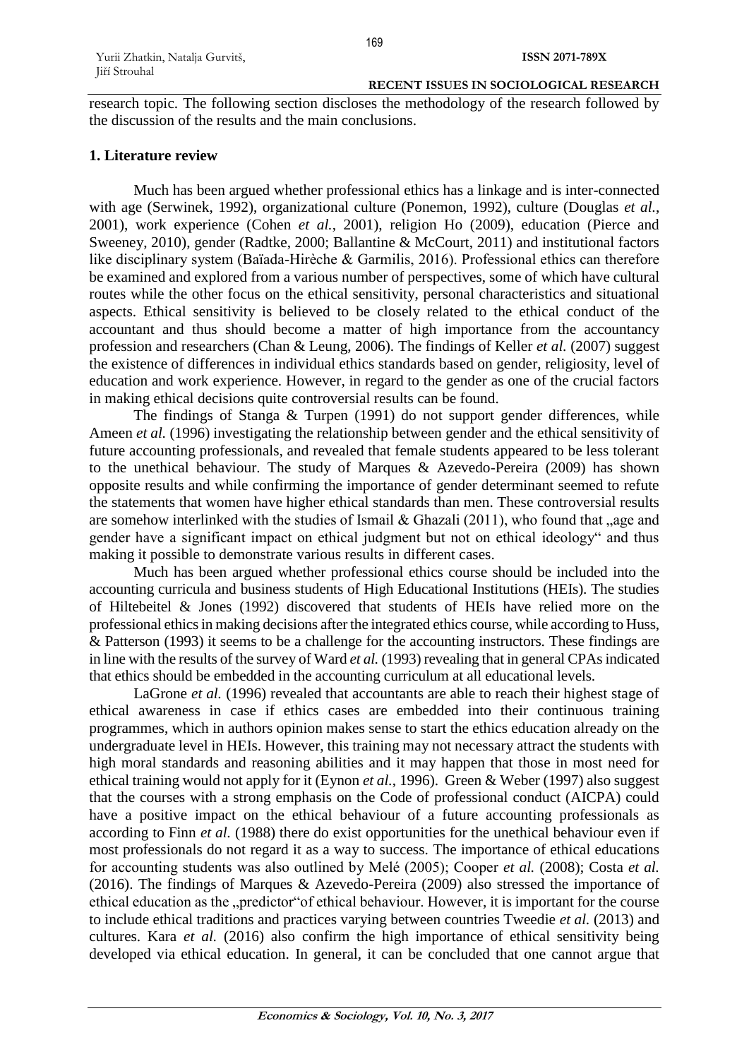research topic. The following section discloses the methodology of the research followed by the discussion of the results and the main conclusions.

## 1. Literature review

Much has been argued whether professional ethics has a linkage and is inter-connected with age (Serwinek, 1992), organizational culture (Ponemon, 1992), culture (Douglas *et al.*, 2001), work experience (Cohen *et al.*, 2001), religion Ho (2009), education (Pierce and Sweeney, 2010), gender (Radtke, 2000; Ballantine & McCourt, 2011) and institutional factors like disciplinary system (Baïada-Hirèche & Garmilis, 2016). Professional ethics can therefore be examined and explored from a various number of perspectives, some of which have cultural routes while the other focus on the ethical sensitivity, personal characteristics and situational aspects. Ethical sensitivity is believed to be closely related to the ethical conduct of the accountant and thus should become a matter of high importance from the accountancy profession and researchers (Chan & Leung, 2006). The findings of Keller *et al.* (2007) suggest the existence of differences in individual ethics standards based on gender, religiosity, level of education and work experience. However, in regard to the gender as one of the crucial factors in making ethical decisions quite controversial results can be found.

The findings of Stanga & Turpen (1991) do not support gender differences, while Ameen *et al.* (1996) investigating the relationship between gender and the ethical sensitivity of future accounting professionals, and revealed that female students appeared to be less tolerant to the unethical behaviour. The study of Marques & Azevedo-Pereira (2009) has shown opposite results and while confirming the importance of gender determinant seemed to refute the statements that women have higher ethical standards than men. These controversial results are somehow interlinked with the studies of Ismail & Ghazali (2011), who found that „age and gender have a significant impact on ethical judgment but not on ethical ideology" and thus making it possible to demonstrate various results in different cases.

Much has been argued whether professional ethics course should be included into the accounting curricula and business students of High Educational Institutions (HEIs). The studies of Hiltebeitel & Jones (1992) discovered that students of HEIs have relied more on the professional ethics in making decisions after the integrated ethics course, while according to Huss, & Patterson (1993) it seems to be a challenge for the accounting instructors. These findings are in line with the results of the survey of Ward *et al.* (1993) revealing that in general CPAs indicated that ethics should be embedded in the accounting curriculum at all educational levels.

LaGrone *et al.* (1996) revealed that accountants are able to reach their highest stage of ethical awareness in case if ethics cases are embedded into their continuous training programmes, which in authors opinion makes sense to start the ethics education already on the undergraduate level in HEIs. However, this training may not necessary attract the students with high moral standards and reasoning abilities and it may happen that those in most need for ethical training would not apply for it (Eynon *et al.*, 1996). Green & Weber (1997) also suggest that the courses with a strong emphasis on the Code of professional conduct (AICPA) could have a positive impact on the ethical behaviour of a future accounting professionals as according to Finn *et al.* (1988) there do exist opportunities for the unethical behaviour even if most professionals do not regard it as a way to success. The importance of ethical educations for accounting students was also outlined by Melé (2005); Cooper *et al.* (2008); Costa *et al.* (2016). The findings of Marques & Azevedo-Pereira (2009) also stressed the importance of ethical education as the „predictor"of ethical behaviour. However, it is important for the course to include ethical traditions and practices varying between countries Tweedie *et al.* (2013) and cultures. Kara *et al.* (2016) also confirm the high importance of ethical sensitivity being developed via ethical education. In general, it can be concluded that one cannot argue that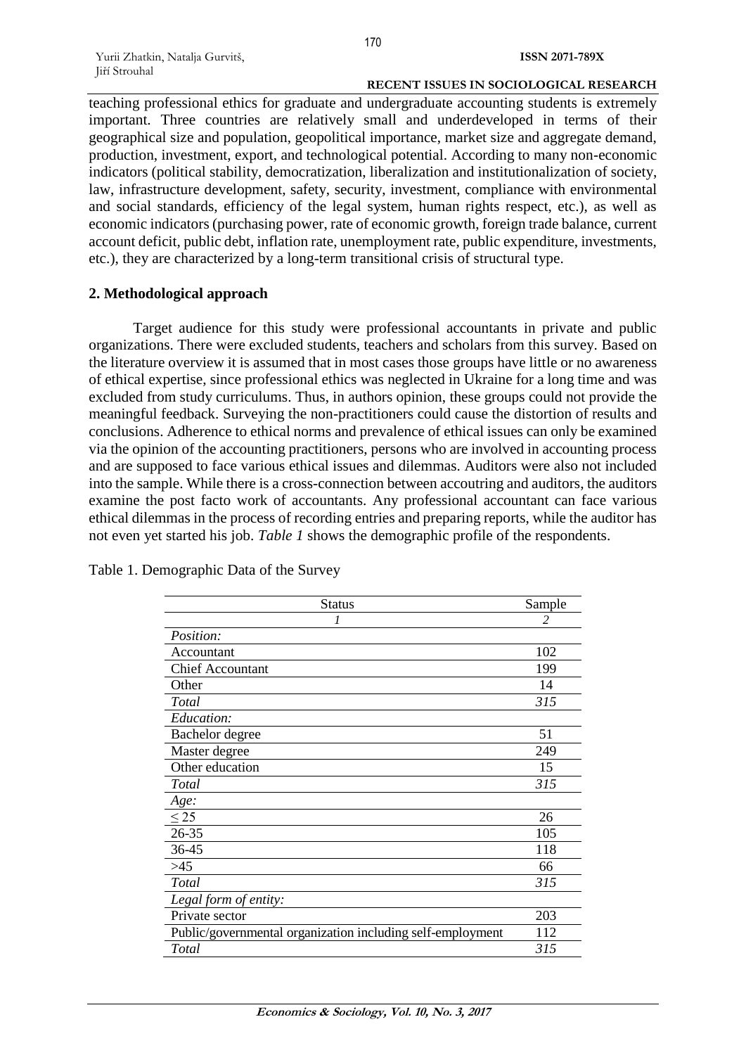teaching professional ethics for graduate and undergraduate accounting students is extremely important. Three countries are relatively small and underdeveloped in terms of their geographical size and population, geopolitical importance, market size and aggregate demand, production, investment, export, and technological potential. According to many non-economic indicators (political stability, democratization, liberalization and institutionalization of society, law, infrastructure development, safety, security, investment, compliance with environmental and social standards, efficiency of the legal system, human rights respect, etc.), as well as economic indicators (purchasing power, rate of economic growth, foreign trade balance, current account deficit, public debt, inflation rate, unemployment rate, public expenditure, investments, etc.), they are characterized by a long-term transitional crisis of structural type.

## 2. Methodological approach

Target audience for this study were professional accountants in private and public organizations. There were excluded students, teachers and scholars from this survey. Based on the literature overview it is assumed that in most cases those groups have little or no awareness of ethical expertise, since professional ethics was neglected in Ukraine for a long time and was excluded from study curriculums. Thus, in authors opinion, these groups could not provide the meaningful feedback. Surveying the non-practitioners could cause the distortion of results and conclusions. Adherence to ethical norms and prevalence of ethical issues can only be examined via the opinion of the accounting practitioners, persons who are involved in accounting process and are supposed to face various ethical issues and dilemmas. Auditors were also not included into the sample. While there is a cross-connection between accoutring and auditors, the auditors examine the post facto work of accountants. Any professional accountant can face various ethical dilemmas in the process of recording entries and preparing reports, while the auditor has not even yet started his job. *Table 1* shows the demographic profile of the respondents.

Table 1. Demographic Data of the Survey

| Status | Sample |
|---|---|
| *1* | *2* |
| *Position:* | |
| Accountant | 102 |
| Chief Accountant | 199 |
| Other | 14 |
| *Total* | *315* |
| *Education:* | |
| Bachelor degree | 51 |
| Master degree | 249 |
| Other education | 15 |
| *Total* | *315* |
| *Age:* | |
| ≤ 25 | 26 |
| 26-35 | 105 |
| 36-45 | 118 |
| >45 | 66 |
| *Total* | *315* |
| *Legal form of entity:* | |
| Private sector | 203 |
| Public/governmental organization including self-employment | 112 |
| *Total* | *315* |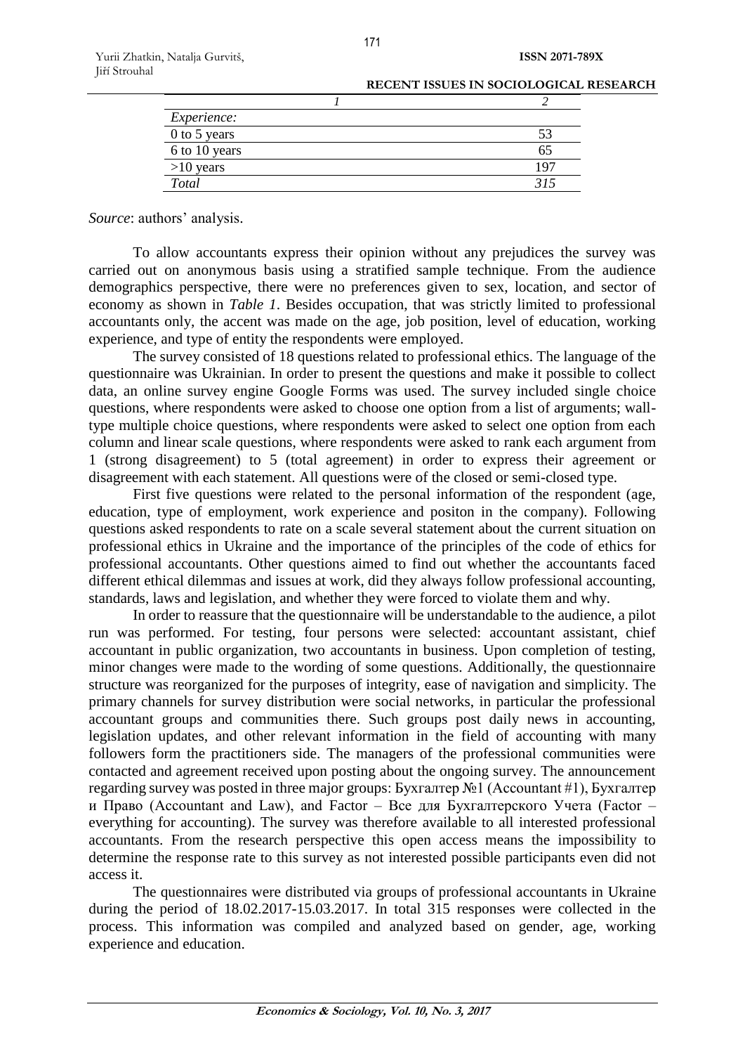| *1* | *2* |
|---|---|
| *Experience:* | |
| 0 to 5 years | 53 |
| 6 to 10 years | 65 |
| >10 years | 197 |
| *Total* | *315* |

*Source*: authors' analysis.

To allow accountants express their opinion without any prejudices the survey was carried out on anonymous basis using a stratified sample technique. From the audience demographics perspective, there were no preferences given to sex, location, and sector of economy as shown in *Table 1*. Besides occupation, that was strictly limited to professional accountants only, the accent was made on the age, job position, level of education, working experience, and type of entity the respondents were employed.

The survey consisted of 18 questions related to professional ethics. The language of the questionnaire was Ukrainian. In order to present the questions and make it possible to collect data, an online survey engine Google Forms was used. The survey included single choice questions, where respondents were asked to choose one option from a list of arguments; wall-type multiple choice questions, where respondents were asked to select one option from each column and linear scale questions, where respondents were asked to rank each argument from 1 (strong disagreement) to 5 (total agreement) in order to express their agreement or disagreement with each statement. All questions were of the closed or semi-closed type.

First five questions were related to the personal information of the respondent (age, education, type of employment, work experience and positon in the company). Following questions asked respondents to rate on a scale several statement about the current situation on professional ethics in Ukraine and the importance of the principles of the code of ethics for professional accountants. Other questions aimed to find out whether the accountants faced different ethical dilemmas and issues at work, did they always follow professional accounting, standards, laws and legislation, and whether they were forced to violate them and why.

In order to reassure that the questionnaire will be understandable to the audience, a pilot run was performed. For testing, four persons were selected: accountant assistant, chief accountant in public organization, two accountants in business. Upon completion of testing, minor changes were made to the wording of some questions. Additionally, the questionnaire structure was reorganized for the purposes of integrity, ease of navigation and simplicity. The primary channels for survey distribution were social networks, in particular the professional accountant groups and communities there. Such groups post daily news in accounting, legislation updates, and other relevant information in the field of accounting with many followers form the practitioners side. The managers of the professional communities were contacted and agreement received upon posting about the ongoing survey. The announcement regarding survey was posted in three major groups: Бухгалтер №1 (Accountant #1), Бухгалтер и Право (Accountant and Law), and Factor – Все для Бухгалтерского Учета (Factor – everything for accounting). The survey was therefore available to all interested professional accountants. From the research perspective this open access means the impossibility to determine the response rate to this survey as not interested possible participants even did not access it.

The questionnaires were distributed via groups of professional accountants in Ukraine during the period of 18.02.2017-15.03.2017. In total 315 responses were collected in the process. This information was compiled and analyzed based on gender, age, working experience and education.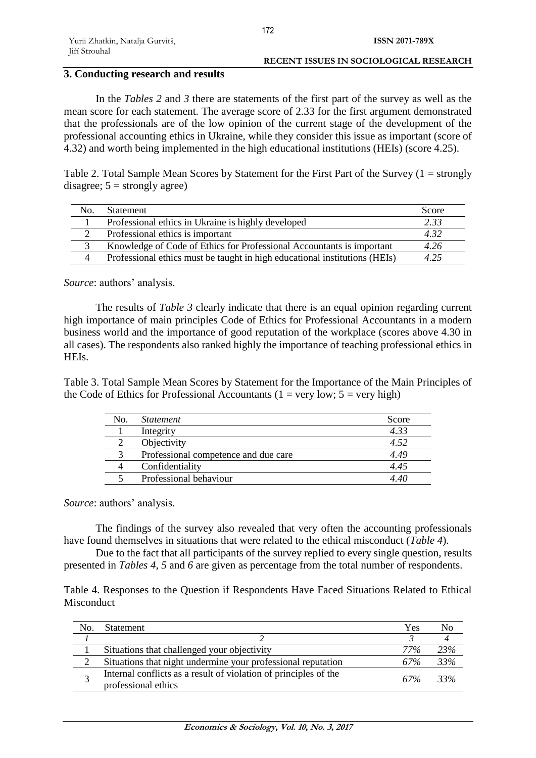## 3. Conducting research and results

In the *Tables 2* and *3* there are statements of the first part of the survey as well as the mean score for each statement. The average score of 2.33 for the first argument demonstrated that the professionals are of the low opinion of the current stage of the development of the professional accounting ethics in Ukraine, while they consider this issue as important (score of 4.32) and worth being implemented in the high educational institutions (HEIs) (score 4.25).

Table 2. Total Sample Mean Scores by Statement for the First Part of the Survey (1 = strongly disagree; 5 = strongly agree)

| No. | Statement | Score |
|---|---|---|
| 1 | Professional ethics in Ukraine is highly developed | *2.33* |
| 2 | Professional ethics is important | *4.32* |
| 3 | Knowledge of Code of Ethics for Professional Accountants is important | *4.26* |
| 4 | Professional ethics must be taught in high educational institutions (HEIs) | *4.25* |

*Source*: authors' analysis.

The results of *Table 3* clearly indicate that there is an equal opinion regarding current high importance of main principles Code of Ethics for Professional Accountants in a modern business world and the importance of good reputation of the workplace (scores above 4.30 in all cases). The respondents also ranked highly the importance of teaching professional ethics in HEIs.

Table 3. Total Sample Mean Scores by Statement for the Importance of the Main Principles of the Code of Ethics for Professional Accountants (1 = very low; 5 = very high)

| No. | *Statement* | Score |
|---|---|---|
| 1 | Integrity | *4.33* |
| 2 | Objectivity | *4.52* |
| 3 | Professional competence and due care | *4.49* |
| 4 | Confidentiality | *4.45* |
| 5 | Professional behaviour | *4.40* |

*Source*: authors' analysis.

The findings of the survey also revealed that very often the accounting professionals have found themselves in situations that were related to the ethical misconduct (*Table 4*).

Due to the fact that all participants of the survey replied to every single question, results presented in *Tables 4*, *5* and *6* are given as percentage from the total number of respondents.

Table 4. Responses to the Question if Respondents Have Faced Situations Related to Ethical Misconduct

| No. | Statement | Yes | No |
|---|---|---|---|
| *1* | *2* | *3* | *4* |
| 1 | Situations that challenged your objectivity | *77%* | *23%* |
| 2 | Situations that night undermine your professional reputation | *67%* | *33%* |
| 3 | Internal conflicts as a result of violation of principles of the professional ethics | *67%* | *33%* |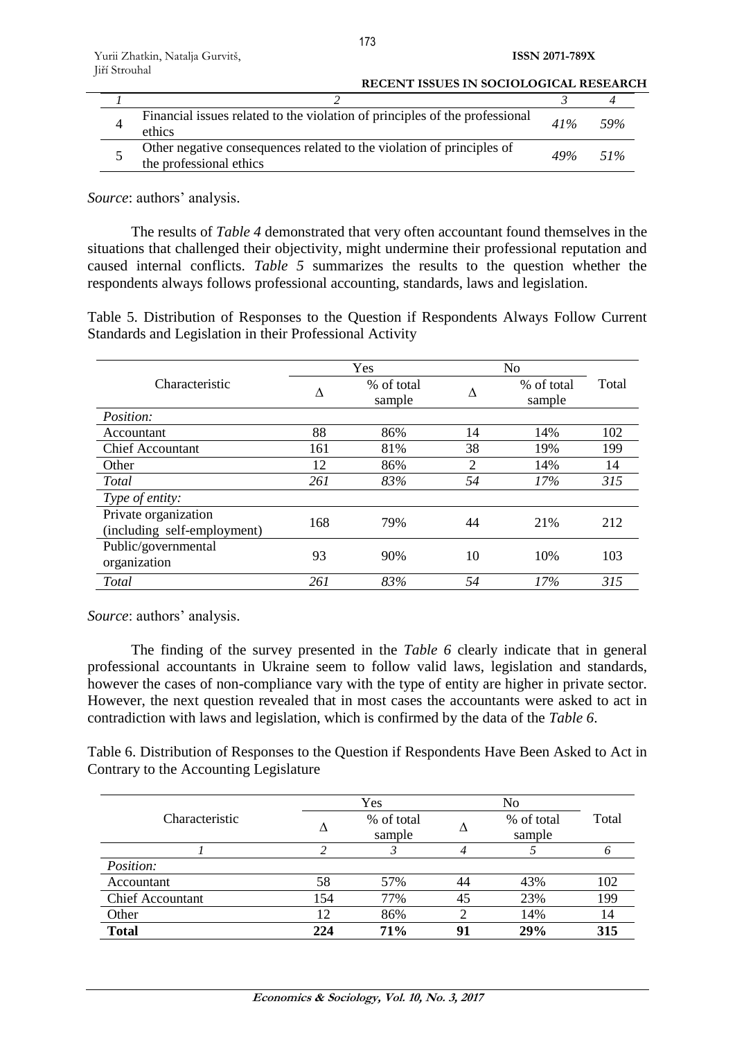| 1 | 2 | 3 | 4 |
|---|---|---|---|
| 4 | Financial issues related to the violation of principles of the professional ethics | *41%* | *59%* |
| 5 | Other negative consequences related to the violation of principles of the professional ethics | *49%* | *51%* |

*Source*: authors' analysis.

The results of *Table 4* demonstrated that very often accountant found themselves in the situations that challenged their objectivity, might undermine their professional reputation and caused internal conflicts. *Table 5* summarizes the results to the question whether the respondents always follows professional accounting, standards, laws and legislation.

Table 5. Distribution of Responses to the Question if Respondents Always Follow Current Standards and Legislation in their Professional Activity

| Characteristic | Yes | | No | | Total |
|---|---|---|---|---|---|
| | Δ | % of total sample | Δ | % of total sample | |
| *Position:* | | | | | |
| Accountant | 88 | 86% | 14 | 14% | 102 |
| Chief Accountant | 161 | 81% | 38 | 19% | 199 |
| Other | 12 | 86% | 2 | 14% | 14 |
| *Total* | *261* | *83%* | *54* | *17%* | *315* |
| *Type of entity:* | | | | | |
| Private organization (including self-employment) | 168 | 79% | 44 | 21% | 212 |
| Public/governmental organization | 93 | 90% | 10 | 10% | 103 |
| *Total* | *261* | *83%* | *54* | *17%* | *315* |

*Source*: authors' analysis.

The finding of the survey presented in the *Table 6* clearly indicate that in general professional accountants in Ukraine seem to follow valid laws, legislation and standards, however the cases of non-compliance vary with the type of entity are higher in private sector. However, the next question revealed that in most cases the accountants were asked to act in contradiction with laws and legislation, which is confirmed by the data of the *Table 6*.

Table 6. Distribution of Responses to the Question if Respondents Have Been Asked to Act in Contrary to the Accounting Legislature

| Characteristic | Yes | | No | | Total |
|---|---|---|---|---|---|
| | Δ | % of total sample | Δ | % of total sample | |
| *1* | *2* | *3* | *4* | *5* | *6* |
| *Position:* | | | | | |
| Accountant | 58 | 57% | 44 | 43% | 102 |
| Chief Accountant | 154 | 77% | 45 | 23% | 199 |
| Other | 12 | 86% | 2 | 14% | 14 |
| **Total** | **224** | **71%** | **91** | **29%** | **315** |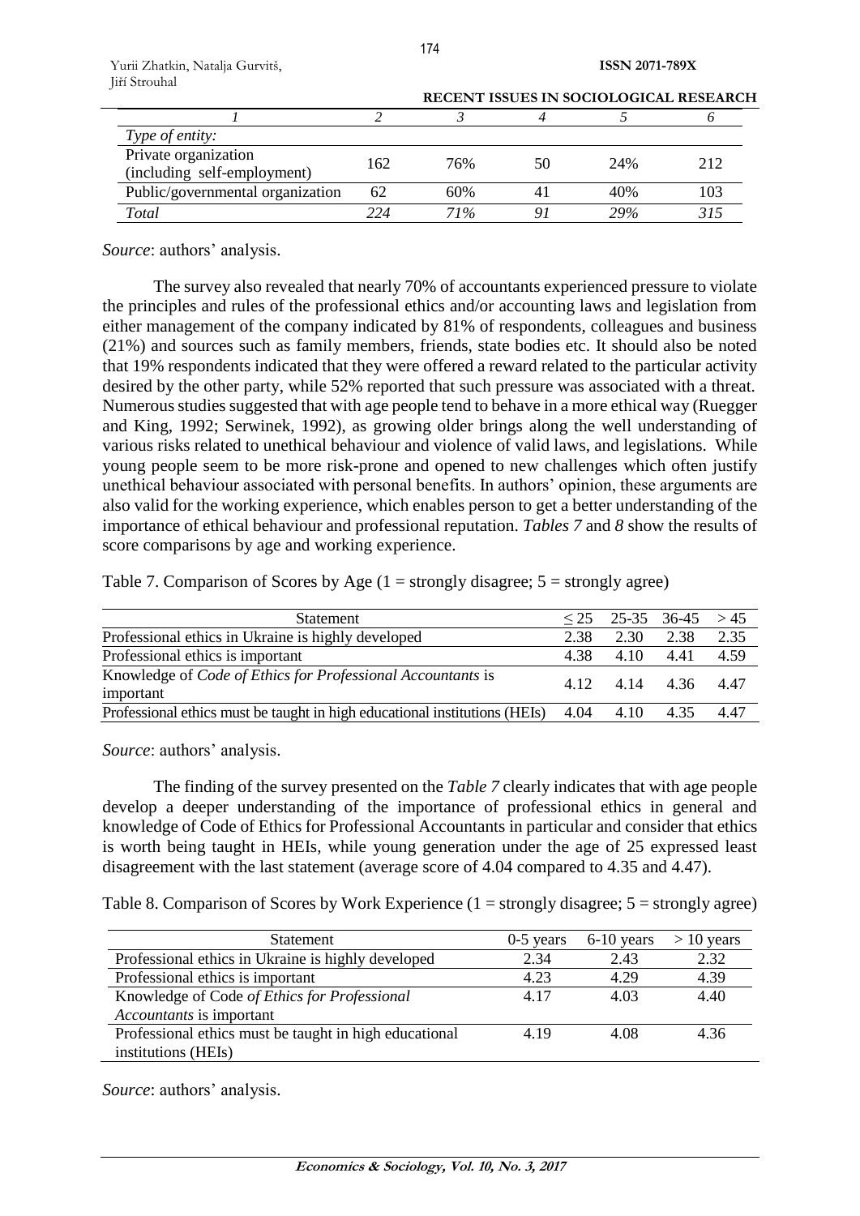| *1* | *2* | *3* | *4* | *5* | *6* |
|---|---|---|---|---|---|
| *Type of entity:* | | | | | |
| Private organization (including self-employment) | 162 | 76% | 50 | 24% | 212 |
| Public/governmental organization | 62 | 60% | 41 | 40% | 103 |
| *Total* | *224* | *71%* | *91* | *29%* | *315* |

*Source*: authors' analysis.

The survey also revealed that nearly 70% of accountants experienced pressure to violate the principles and rules of the professional ethics and/or accounting laws and legislation from either management of the company indicated by 81% of respondents, colleagues and business (21%) and sources such as family members, friends, state bodies etc. It should also be noted that 19% respondents indicated that they were offered a reward related to the particular activity desired by the other party, while 52% reported that such pressure was associated with a threat. Numerous studies suggested that with age people tend to behave in a more ethical way (Ruegger and King, 1992; Serwinek, 1992), as growing older brings along the well understanding of various risks related to unethical behaviour and violence of valid laws, and legislations. While young people seem to be more risk-prone and opened to new challenges which often justify unethical behaviour associated with personal benefits. In authors' opinion, these arguments are also valid for the working experience, which enables person to get a better understanding of the importance of ethical behaviour and professional reputation. *Tables 7* and *8* show the results of score comparisons by age and working experience.

Table 7. Comparison of Scores by Age (1 = strongly disagree; 5 = strongly agree)

| Statement | ≤ 25 | 25-35 | 36-45 | > 45 |
|---|---|---|---|---|
| Professional ethics in Ukraine is highly developed | 2.38 | 2.30 | 2.38 | 2.35 |
| Professional ethics is important | 4.38 | 4.10 | 4.41 | 4.59 |
| Knowledge of *Code of Ethics for Professional Accountants* is important | 4.12 | 4.14 | 4.36 | 4.47 |
| Professional ethics must be taught in high educational institutions (HEIs) | 4.04 | 4.10 | 4.35 | 4.47 |

*Source*: authors' analysis.

The finding of the survey presented on the *Table 7* clearly indicates that with age people develop a deeper understanding of the importance of professional ethics in general and knowledge of Code of Ethics for Professional Accountants in particular and consider that ethics is worth being taught in HEIs, while young generation under the age of 25 expressed least disagreement with the last statement (average score of 4.04 compared to 4.35 and 4.47).

Table 8. Comparison of Scores by Work Experience (1 = strongly disagree; 5 = strongly agree)

| Statement | 0-5 years | 6-10 years | > 10 years |
|---|---|---|---|
| Professional ethics in Ukraine is highly developed | 2.34 | 2.43 | 2.32 |
| Professional ethics is important | 4.23 | 4.29 | 4.39 |
| Knowledge of Code *of Ethics for Professional Accountants* is important | 4.17 | 4.03 | 4.40 |
| Professional ethics must be taught in high educational institutions (HEIs) | 4.19 | 4.08 | 4.36 |

*Source*: authors' analysis.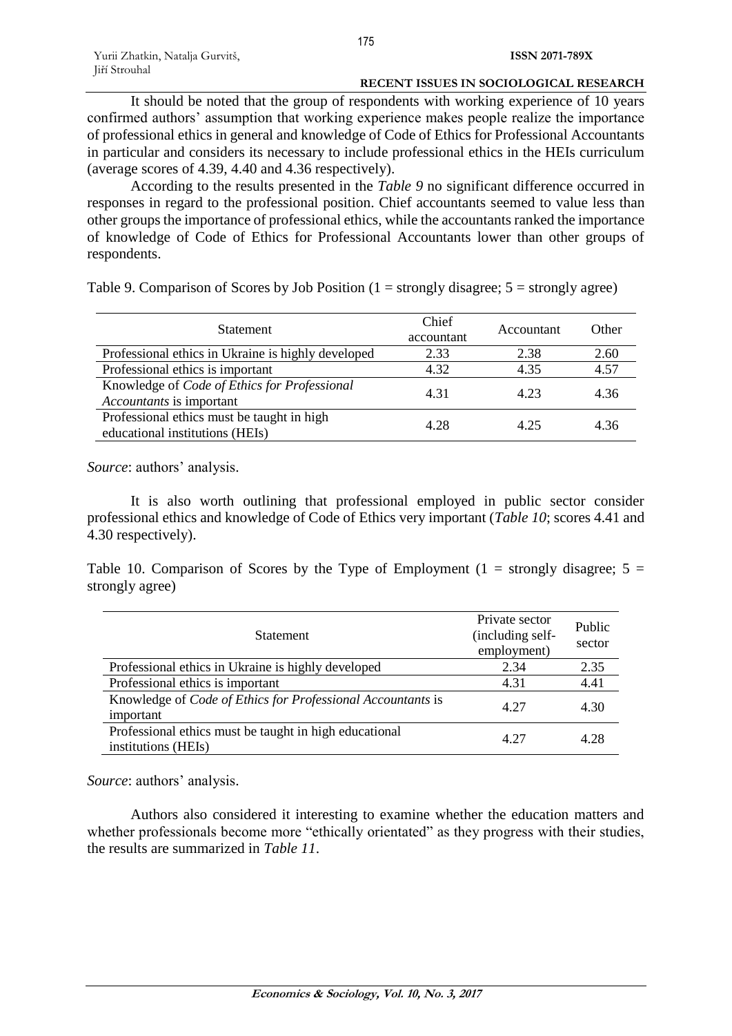It should be noted that the group of respondents with working experience of 10 years confirmed authors' assumption that working experience makes people realize the importance of professional ethics in general and knowledge of Code of Ethics for Professional Accountants in particular and considers its necessary to include professional ethics in the HEIs curriculum (average scores of 4.39, 4.40 and 4.36 respectively).

According to the results presented in the *Table 9* no significant difference occurred in responses in regard to the professional position. Chief accountants seemed to value less than other groups the importance of professional ethics, while the accountants ranked the importance of knowledge of Code of Ethics for Professional Accountants lower than other groups of respondents.

Table 9. Comparison of Scores by Job Position (1 = strongly disagree; 5 = strongly agree)

| Statement | Chief accountant | Accountant | Other |
|---|---|---|---|
| Professional ethics in Ukraine is highly developed | 2.33 | 2.38 | 2.60 |
| Professional ethics is important | 4.32 | 4.35 | 4.57 |
| Knowledge of *Code of Ethics for Professional Accountants* is important | 4.31 | 4.23 | 4.36 |
| Professional ethics must be taught in high educational institutions (HEIs) | 4.28 | 4.25 | 4.36 |

*Source*: authors' analysis.

It is also worth outlining that professional employed in public sector consider professional ethics and knowledge of Code of Ethics very important (*Table 10*; scores 4.41 and 4.30 respectively).

Table 10. Comparison of Scores by the Type of Employment (1 = strongly disagree; 5 = strongly agree)

| Statement | Private sector (including self-employment) | Public sector |
|---|---|---|
| Professional ethics in Ukraine is highly developed | 2.34 | 2.35 |
| Professional ethics is important | 4.31 | 4.41 |
| Knowledge of *Code of Ethics for Professional Accountants* is important | 4.27 | 4.30 |
| Professional ethics must be taught in high educational institutions (HEIs) | 4.27 | 4.28 |

*Source*: authors' analysis.

Authors also considered it interesting to examine whether the education matters and whether professionals become more "ethically orientated" as they progress with their studies, the results are summarized in *Table 11*.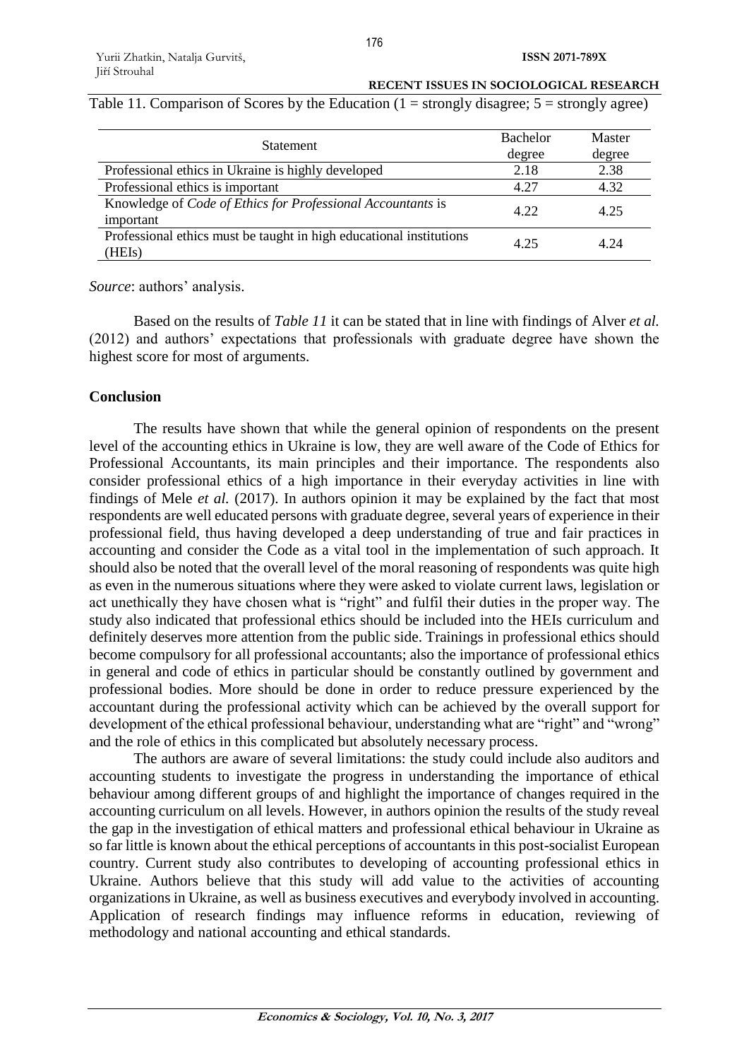Table 11. Comparison of Scores by the Education (1 = strongly disagree; 5 = strongly agree)

| Statement | Bachelor degree | Master degree |
|---|---|---|
| Professional ethics in Ukraine is highly developed | 2.18 | 2.38 |
| Professional ethics is important | 4.27 | 4.32 |
| Knowledge of *Code of Ethics for Professional Accountants* is important | 4.22 | 4.25 |
| Professional ethics must be taught in high educational institutions (HEIs) | 4.25 | 4.24 |

*Source*: authors' analysis.

Based on the results of *Table 11* it can be stated that in line with findings of Alver *et al.* (2012) and authors' expectations that professionals with graduate degree have shown the highest score for most of arguments.

## Conclusion

The results have shown that while the general opinion of respondents on the present level of the accounting ethics in Ukraine is low, they are well aware of the Code of Ethics for Professional Accountants, its main principles and their importance. The respondents also consider professional ethics of a high importance in their everyday activities in line with findings of Mele *et al.* (2017). In authors opinion it may be explained by the fact that most respondents are well educated persons with graduate degree, several years of experience in their professional field, thus having developed a deep understanding of true and fair practices in accounting and consider the Code as a vital tool in the implementation of such approach. It should also be noted that the overall level of the moral reasoning of respondents was quite high as even in the numerous situations where they were asked to violate current laws, legislation or act unethically they have chosen what is "right" and fulfil their duties in the proper way. The study also indicated that professional ethics should be included into the HEIs curriculum and definitely deserves more attention from the public side. Trainings in professional ethics should become compulsory for all professional accountants; also the importance of professional ethics in general and code of ethics in particular should be constantly outlined by government and professional bodies. More should be done in order to reduce pressure experienced by the accountant during the professional activity which can be achieved by the overall support for development of the ethical professional behaviour, understanding what are "right" and "wrong" and the role of ethics in this complicated but absolutely necessary process.

The authors are aware of several limitations: the study could include also auditors and accounting students to investigate the progress in understanding the importance of ethical behaviour among different groups of and highlight the importance of changes required in the accounting curriculum on all levels. However, in authors opinion the results of the study reveal the gap in the investigation of ethical matters and professional ethical behaviour in Ukraine as so far little is known about the ethical perceptions of accountants in this post-socialist European country. Current study also contributes to developing of accounting professional ethics in Ukraine. Authors believe that this study will add value to the activities of accounting organizations in Ukraine, as well as business executives and everybody involved in accounting. Application of research findings may influence reforms in education, reviewing of methodology and national accounting and ethical standards.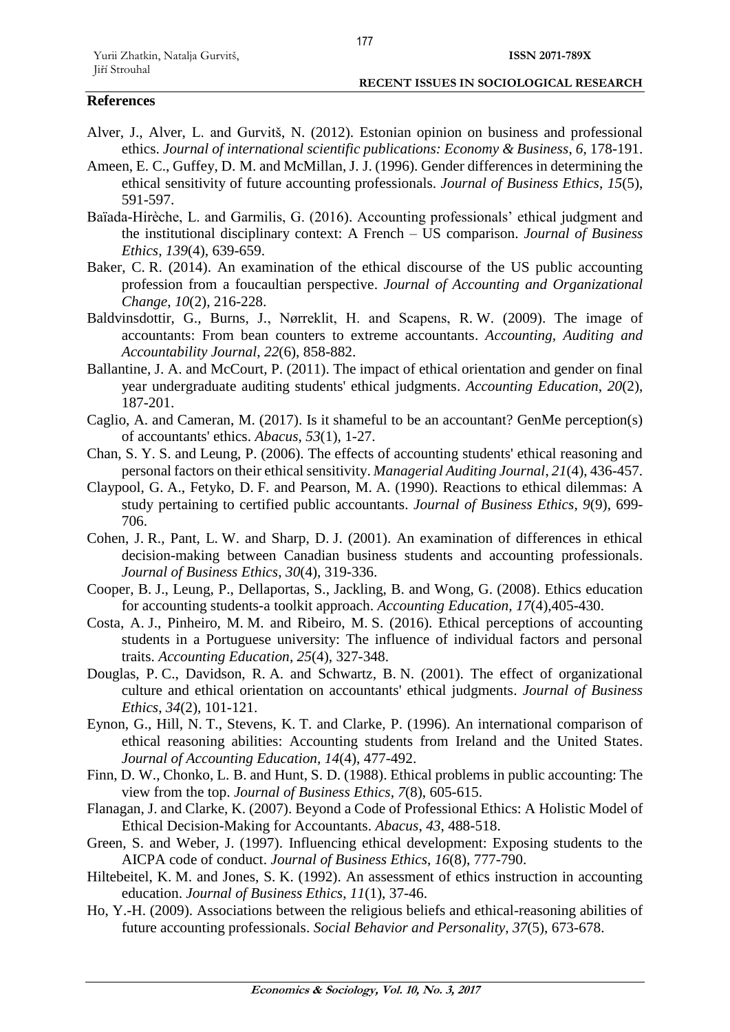## References

Alver, J., Alver, L. and Gurvitš, N. (2012). Estonian opinion on business and professional ethics. *Journal of international scientific publications: Economy & Business*, *6*, 178-191.

Ameen, E. C., Guffey, D. M. and McMillan, J. J. (1996). Gender differences in determining the ethical sensitivity of future accounting professionals. *Journal of Business Ethics*, *15*(5), 591-597.

Baïada-Hirèche, L. and Garmilis, G. (2016). Accounting professionals' ethical judgment and the institutional disciplinary context: A French – US comparison. *Journal of Business Ethics*, *139*(4), 639-659.

Baker, C. R. (2014). An examination of the ethical discourse of the US public accounting profession from a foucaultian perspective. *Journal of Accounting and Organizational Change*, *10*(2), 216-228.

Baldvinsdottir, G., Burns, J., Nørreklit, H. and Scapens, R. W. (2009). The image of accountants: From bean counters to extreme accountants. *Accounting, Auditing and Accountability Journal*, *22*(6), 858-882.

Ballantine, J. A. and McCourt, P. (2011). The impact of ethical orientation and gender on final year undergraduate auditing students' ethical judgments. *Accounting Education*, *20*(2), 187-201.

Caglio, A. and Cameran, M. (2017). Is it shameful to be an accountant? GenMe perception(s) of accountants' ethics. *Abacus*, *53*(1), 1-27.

Chan, S. Y. S. and Leung, P. (2006). The effects of accounting students' ethical reasoning and personal factors on their ethical sensitivity. *Managerial Auditing Journal*, *21*(4), 436-457.

Claypool, G. A., Fetyko, D. F. and Pearson, M. A. (1990). Reactions to ethical dilemmas: A study pertaining to certified public accountants. *Journal of Business Ethics*, *9*(9), 699-706.

Cohen, J. R., Pant, L. W. and Sharp, D. J. (2001). An examination of differences in ethical decision-making between Canadian business students and accounting professionals. *Journal of Business Ethics*, *30*(4), 319-336.

Cooper, B. J., Leung, P., Dellaportas, S., Jackling, B. and Wong, G. (2008). Ethics education for accounting students-a toolkit approach. *Accounting Education*, *17*(4),405-430.

Costa, A. J., Pinheiro, M. M. and Ribeiro, M. S. (2016). Ethical perceptions of accounting students in a Portuguese university: The influence of individual factors and personal traits. *Accounting Education*, *25*(4), 327-348.

Douglas, P. C., Davidson, R. A. and Schwartz, B. N. (2001). The effect of organizational culture and ethical orientation on accountants' ethical judgments. *Journal of Business Ethics*, *34*(2), 101-121.

Eynon, G., Hill, N. T., Stevens, K. T. and Clarke, P. (1996). An international comparison of ethical reasoning abilities: Accounting students from Ireland and the United States. *Journal of Accounting Education*, *14*(4), 477-492.

Finn, D. W., Chonko, L. B. and Hunt, S. D. (1988). Ethical problems in public accounting: The view from the top. *Journal of Business Ethics*, *7*(8), 605-615.

Flanagan, J. and Clarke, K. (2007). Beyond a Code of Professional Ethics: A Holistic Model of Ethical Decision-Making for Accountants. *Abacus*, *43*, 488-518.

Green, S. and Weber, J. (1997). Influencing ethical development: Exposing students to the AICPA code of conduct. *Journal of Business Ethics*, *16*(8), 777-790.

Hiltebeitel, K. M. and Jones, S. K. (1992). An assessment of ethics instruction in accounting education. *Journal of Business Ethics*, *11*(1), 37-46.

Ho, Y.-H. (2009). Associations between the religious beliefs and ethical-reasoning abilities of future accounting professionals. *Social Behavior and Personality*, *37*(5), 673-678.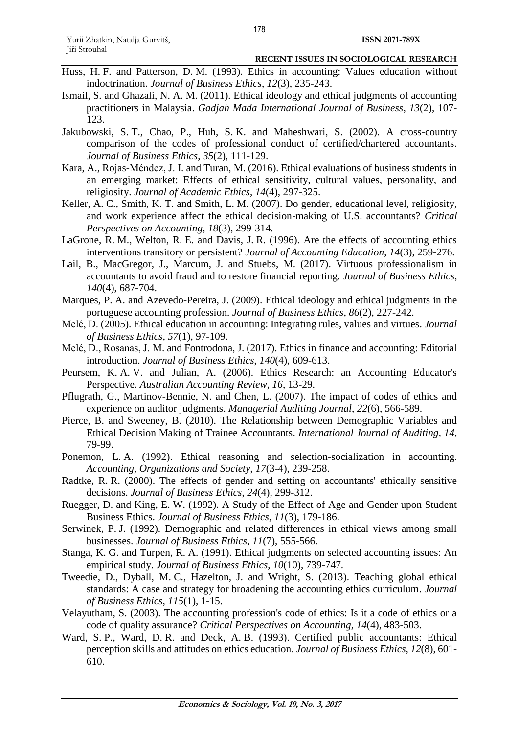Huss, H. F. and Patterson, D. M. (1993). Ethics in accounting: Values education without indoctrination. *Journal of Business Ethics*, *12*(3), 235-243.

Ismail, S. and Ghazali, N. A. M. (2011). Ethical ideology and ethical judgments of accounting practitioners in Malaysia. *Gadjah Mada International Journal of Business*, *13*(2), 107-123.

Jakubowski, S. T., Chao, P., Huh, S. K. and Maheshwari, S. (2002). A cross-country comparison of the codes of professional conduct of certified/chartered accountants. *Journal of Business Ethics*, *35*(2), 111-129.

Kara, A., Rojas-Méndez, J. I. and Turan, M. (2016). Ethical evaluations of business students in an emerging market: Effects of ethical sensitivity, cultural values, personality, and religiosity. *Journal of Academic Ethics*, *14*(4), 297-325.

Keller, A. C., Smith, K. T. and Smith, L. M. (2007). Do gender, educational level, religiosity, and work experience affect the ethical decision-making of U.S. accountants? *Critical Perspectives on Accounting*, *18*(3), 299-314.

LaGrone, R. M., Welton, R. E. and Davis, J. R. (1996). Are the effects of accounting ethics interventions transitory or persistent? *Journal of Accounting Education*, *14*(3), 259-276.

Lail, B., MacGregor, J., Marcum, J. and Stuebs, M. (2017). Virtuous professionalism in accountants to avoid fraud and to restore financial reporting. *Journal of Business Ethics*, *140*(4), 687-704.

Marques, P. A. and Azevedo-Pereira, J. (2009). Ethical ideology and ethical judgments in the portuguese accounting profession. *Journal of Business Ethics*, *86*(2), 227-242.

Melé, D. (2005). Ethical education in accounting: Integrating rules, values and virtues. *Journal of Business Ethics*, *57*(1), 97-109.

Melé, D., Rosanas, J. M. and Fontrodona, J. (2017). Ethics in finance and accounting: Editorial introduction. *Journal of Business Ethics*, *140*(4), 609-613.

Peursem, K. A. V. and Julian, A. (2006). Ethics Research: an Accounting Educator's Perspective. *Australian Accounting Review*, *16*, 13-29.

Pflugrath, G., Martinov-Bennie, N. and Chen, L. (2007). The impact of codes of ethics and experience on auditor judgments. *Managerial Auditing Journal*, *22*(6), 566-589.

Pierce, B. and Sweeney, B. (2010). The Relationship between Demographic Variables and Ethical Decision Making of Trainee Accountants. *International Journal of Auditing*, *14*, 79-99.

Ponemon, L. A. (1992). Ethical reasoning and selection-socialization in accounting. *Accounting, Organizations and Society*, *17*(3-4), 239-258.

Radtke, R. R. (2000). The effects of gender and setting on accountants' ethically sensitive decisions. *Journal of Business Ethics*, *24*(4), 299-312.

Ruegger, D. and King, E. W. (1992). A Study of the Effect of Age and Gender upon Student Business Ethics. *Journal of Business Ethics*, *11*(3), 179-186.

Serwinek, P. J. (1992). Demographic and related differences in ethical views among small businesses. *Journal of Business Ethics*, *11*(7), 555-566.

Stanga, K. G. and Turpen, R. A. (1991). Ethical judgments on selected accounting issues: An empirical study. *Journal of Business Ethics*, *10*(10), 739-747.

Tweedie, D., Dyball, M. C., Hazelton, J. and Wright, S. (2013). Teaching global ethical standards: A case and strategy for broadening the accounting ethics curriculum. *Journal of Business Ethics*, *115*(1), 1-15.

Velayutham, S. (2003). The accounting profession's code of ethics: Is it a code of ethics or a code of quality assurance? *Critical Perspectives on Accounting*, *14*(4), 483-503.

Ward, S. P., Ward, D. R. and Deck, A. B. (1993). Certified public accountants: Ethical perception skills and attitudes on ethics education. *Journal of Business Ethics*, *12*(8), 601-610.